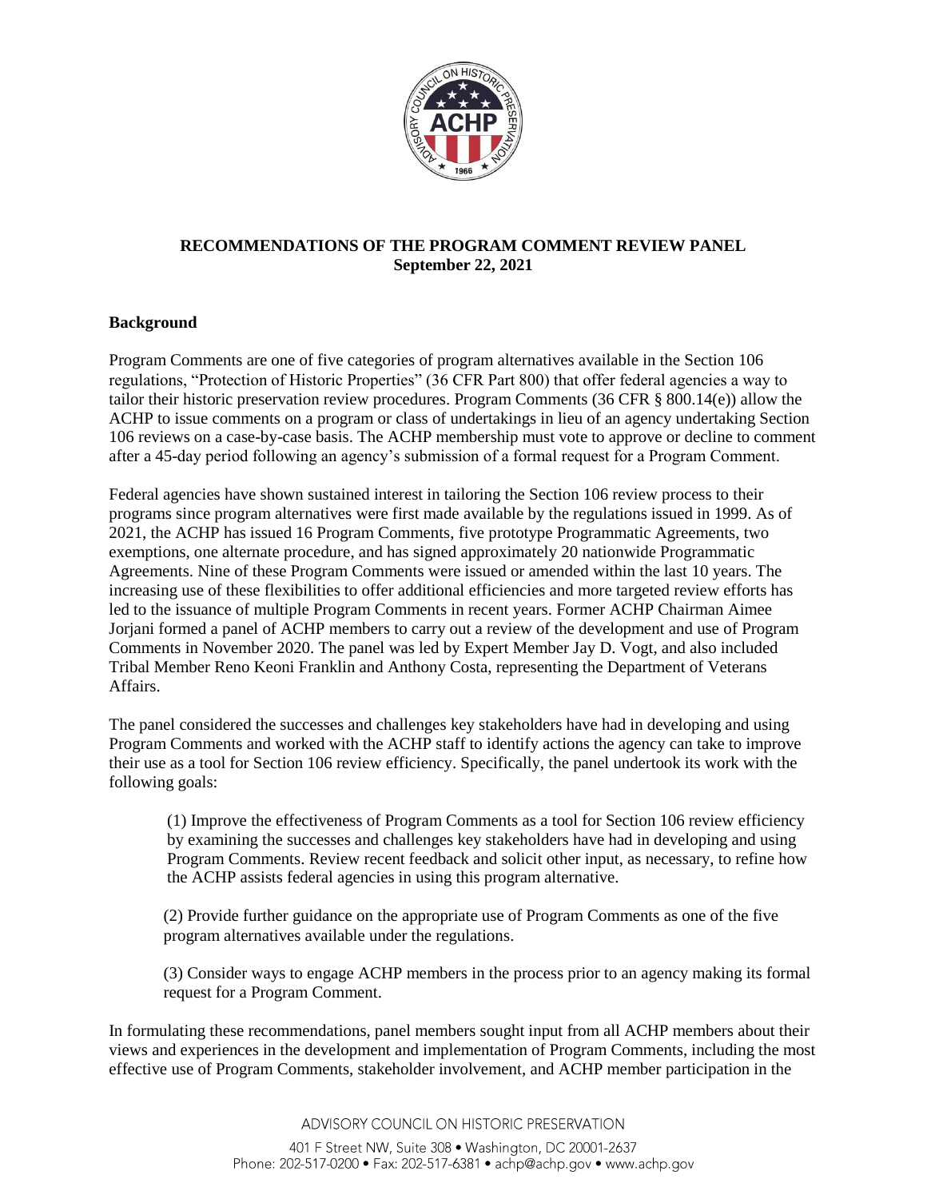**RECOMMENDATIONS OF THE PROGRAM COMMENT REVIEW PANEL**
**September 22, 2021**

**Background**

Program Comments are one of five categories of program alternatives available in the Section 106 regulations, "Protection of Historic Properties" (36 CFR Part 800) that offer federal agencies a way to tailor their historic preservation review procedures. Program Comments (36 CFR § 800.14(e)) allow the ACHP to issue comments on a program or class of undertakings in lieu of an agency undertaking Section 106 reviews on a case-by-case basis. The ACHP membership must vote to approve or decline to comment after a 45-day period following an agency's submission of a formal request for a Program Comment.

Federal agencies have shown sustained interest in tailoring the Section 106 review process to their programs since program alternatives were first made available by the regulations issued in 1999. As of 2021, the ACHP has issued 16 Program Comments, five prototype Programmatic Agreements, two exemptions, one alternate procedure, and has signed approximately 20 nationwide Programmatic Agreements. Nine of these Program Comments were issued or amended within the last 10 years. The increasing use of these flexibilities to offer additional efficiencies and more targeted review efforts has led to the issuance of multiple Program Comments in recent years. Former ACHP Chairman Aimee Jorjani formed a panel of ACHP members to carry out a review of the development and use of Program Comments in November 2020. The panel was led by Expert Member Jay D. Vogt, and also included Tribal Member Reno Keoni Franklin and Anthony Costa, representing the Department of Veterans Affairs.

The panel considered the successes and challenges key stakeholders have had in developing and using Program Comments and worked with the ACHP staff to identify actions the agency can take to improve their use as a tool for Section 106 review efficiency. Specifically, the panel undertook its work with the following goals:

(1) Improve the effectiveness of Program Comments as a tool for Section 106 review efficiency by examining the successes and challenges key stakeholders have had in developing and using Program Comments. Review recent feedback and solicit other input, as necessary, to refine how the ACHP assists federal agencies in using this program alternative.

(2) Provide further guidance on the appropriate use of Program Comments as one of the five program alternatives available under the regulations.

(3) Consider ways to engage ACHP members in the process prior to an agency making its formal request for a Program Comment.

In formulating these recommendations, panel members sought input from all ACHP members about their views and experiences in the development and implementation of Program Comments, including the most effective use of Program Comments, stakeholder involvement, and ACHP member participation in the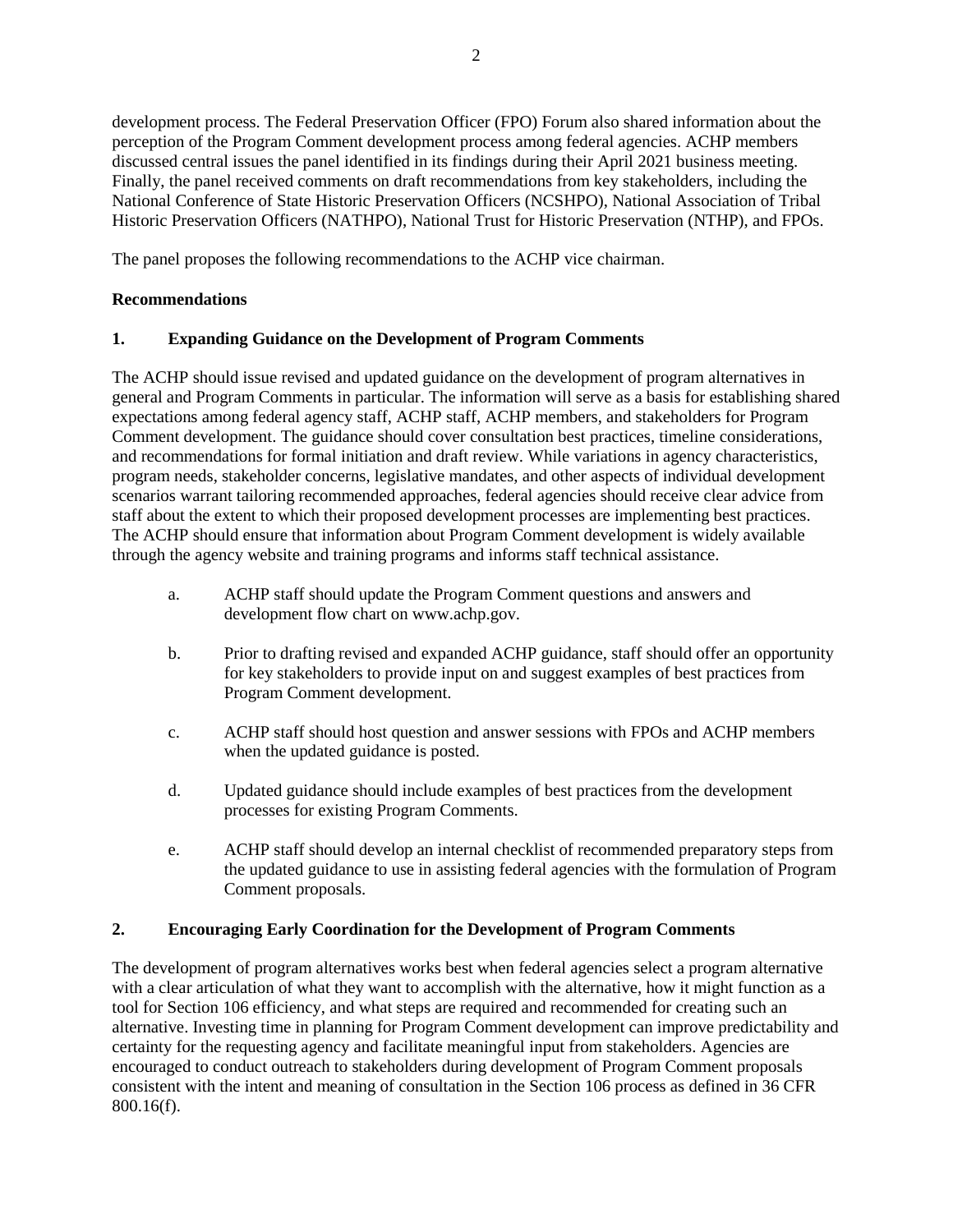development process. The Federal Preservation Officer (FPO) Forum also shared information about the perception of the Program Comment development process among federal agencies. ACHP members discussed central issues the panel identified in its findings during their April 2021 business meeting. Finally, the panel received comments on draft recommendations from key stakeholders, including the National Conference of State Historic Preservation Officers (NCSHPO), National Association of Tribal Historic Preservation Officers (NATHPO), National Trust for Historic Preservation (NTHP), and FPOs.

The panel proposes the following recommendations to the ACHP vice chairman.

**Recommendations**

**1. Expanding Guidance on the Development of Program Comments**

The ACHP should issue revised and updated guidance on the development of program alternatives in general and Program Comments in particular. The information will serve as a basis for establishing shared expectations among federal agency staff, ACHP staff, ACHP members, and stakeholders for Program Comment development. The guidance should cover consultation best practices, timeline considerations, and recommendations for formal initiation and draft review. While variations in agency characteristics, program needs, stakeholder concerns, legislative mandates, and other aspects of individual development scenarios warrant tailoring recommended approaches, federal agencies should receive clear advice from staff about the extent to which their proposed development processes are implementing best practices. The ACHP should ensure that information about Program Comment development is widely available through the agency website and training programs and informs staff technical assistance.

a. ACHP staff should update the Program Comment questions and answers and development flow chart on www.achp.gov.

b. Prior to drafting revised and expanded ACHP guidance, staff should offer an opportunity for key stakeholders to provide input on and suggest examples of best practices from Program Comment development.

c. ACHP staff should host question and answer sessions with FPOs and ACHP members when the updated guidance is posted.

d. Updated guidance should include examples of best practices from the development processes for existing Program Comments.

e. ACHP staff should develop an internal checklist of recommended preparatory steps from the updated guidance to use in assisting federal agencies with the formulation of Program Comment proposals.

**2. Encouraging Early Coordination for the Development of Program Comments**

The development of program alternatives works best when federal agencies select a program alternative with a clear articulation of what they want to accomplish with the alternative, how it might function as a tool for Section 106 efficiency, and what steps are required and recommended for creating such an alternative. Investing time in planning for Program Comment development can improve predictability and certainty for the requesting agency and facilitate meaningful input from stakeholders. Agencies are encouraged to conduct outreach to stakeholders during development of Program Comment proposals consistent with the intent and meaning of consultation in the Section 106 process as defined in 36 CFR 800.16(f).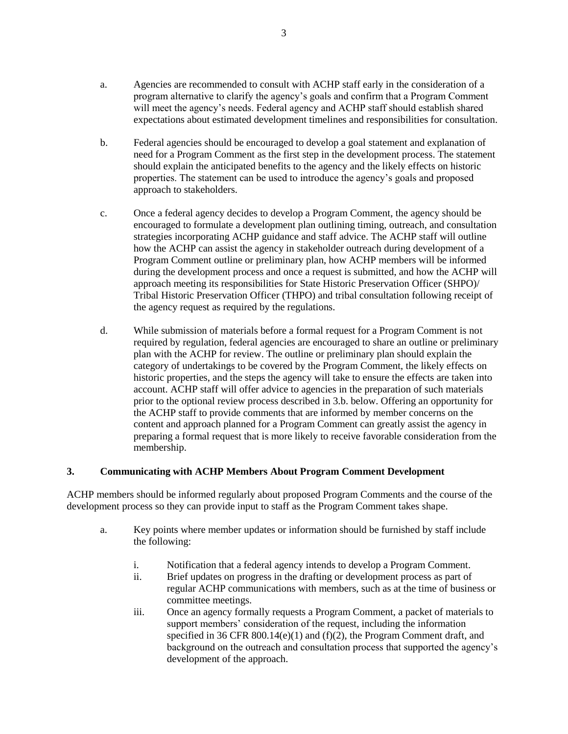a. Agencies are recommended to consult with ACHP staff early in the consideration of a program alternative to clarify the agency's goals and confirm that a Program Comment will meet the agency's needs. Federal agency and ACHP staff should establish shared expectations about estimated development timelines and responsibilities for consultation.

b. Federal agencies should be encouraged to develop a goal statement and explanation of need for a Program Comment as the first step in the development process. The statement should explain the anticipated benefits to the agency and the likely effects on historic properties. The statement can be used to introduce the agency's goals and proposed approach to stakeholders.

c. Once a federal agency decides to develop a Program Comment, the agency should be encouraged to formulate a development plan outlining timing, outreach, and consultation strategies incorporating ACHP guidance and staff advice. The ACHP staff will outline how the ACHP can assist the agency in stakeholder outreach during development of a Program Comment outline or preliminary plan, how ACHP members will be informed during the development process and once a request is submitted, and how the ACHP will approach meeting its responsibilities for State Historic Preservation Officer (SHPO)/ Tribal Historic Preservation Officer (THPO) and tribal consultation following receipt of the agency request as required by the regulations.

d. While submission of materials before a formal request for a Program Comment is not required by regulation, federal agencies are encouraged to share an outline or preliminary plan with the ACHP for review. The outline or preliminary plan should explain the category of undertakings to be covered by the Program Comment, the likely effects on historic properties, and the steps the agency will take to ensure the effects are taken into account. ACHP staff will offer advice to agencies in the preparation of such materials prior to the optional review process described in 3.b. below. Offering an opportunity for the ACHP staff to provide comments that are informed by member concerns on the content and approach planned for a Program Comment can greatly assist the agency in preparing a formal request that is more likely to receive favorable consideration from the membership.

### 3. Communicating with ACHP Members About Program Comment Development

ACHP members should be informed regularly about proposed Program Comments and the course of the development process so they can provide input to staff as the Program Comment takes shape.

a. Key points where member updates or information should be furnished by staff include the following:

   i. Notification that a federal agency intends to develop a Program Comment.

   ii. Brief updates on progress in the drafting or development process as part of regular ACHP communications with members, such as at the time of business or committee meetings.

   iii. Once an agency formally requests a Program Comment, a packet of materials to support members' consideration of the request, including the information specified in 36 CFR 800.14(e)(1) and (f)(2), the Program Comment draft, and background on the outreach and consultation process that supported the agency's development of the approach.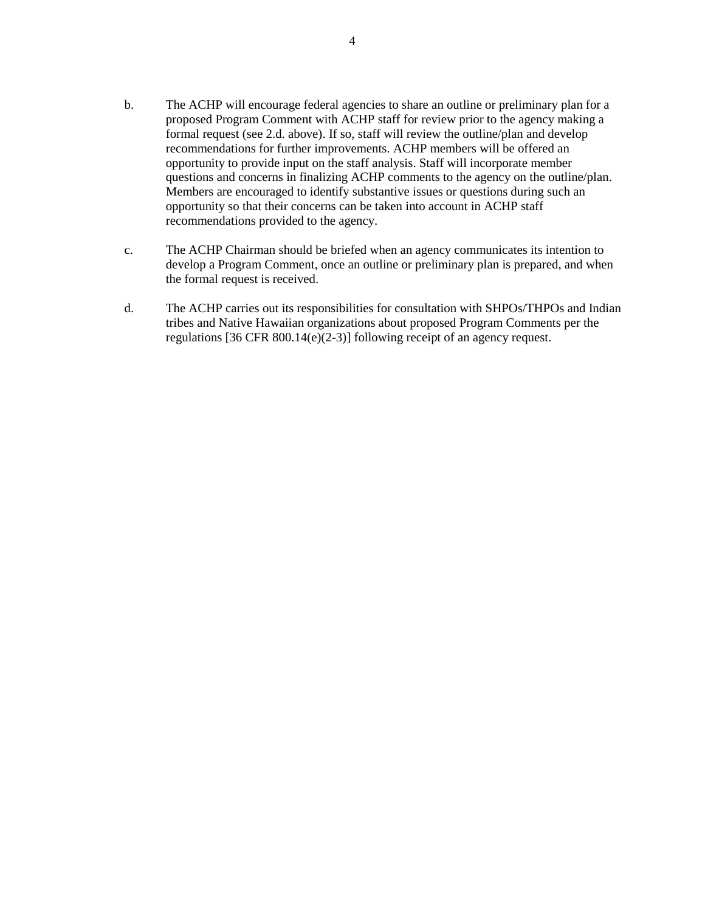b. The ACHP will encourage federal agencies to share an outline or preliminary plan for a proposed Program Comment with ACHP staff for review prior to the agency making a formal request (see 2.d. above). If so, staff will review the outline/plan and develop recommendations for further improvements. ACHP members will be offered an opportunity to provide input on the staff analysis. Staff will incorporate member questions and concerns in finalizing ACHP comments to the agency on the outline/plan. Members are encouraged to identify substantive issues or questions during such an opportunity so that their concerns can be taken into account in ACHP staff recommendations provided to the agency.

c. The ACHP Chairman should be briefed when an agency communicates its intention to develop a Program Comment, once an outline or preliminary plan is prepared, and when the formal request is received.

d. The ACHP carries out its responsibilities for consultation with SHPOs/THPOs and Indian tribes and Native Hawaiian organizations about proposed Program Comments per the regulations [36 CFR 800.14(e)(2-3)] following receipt of an agency request.